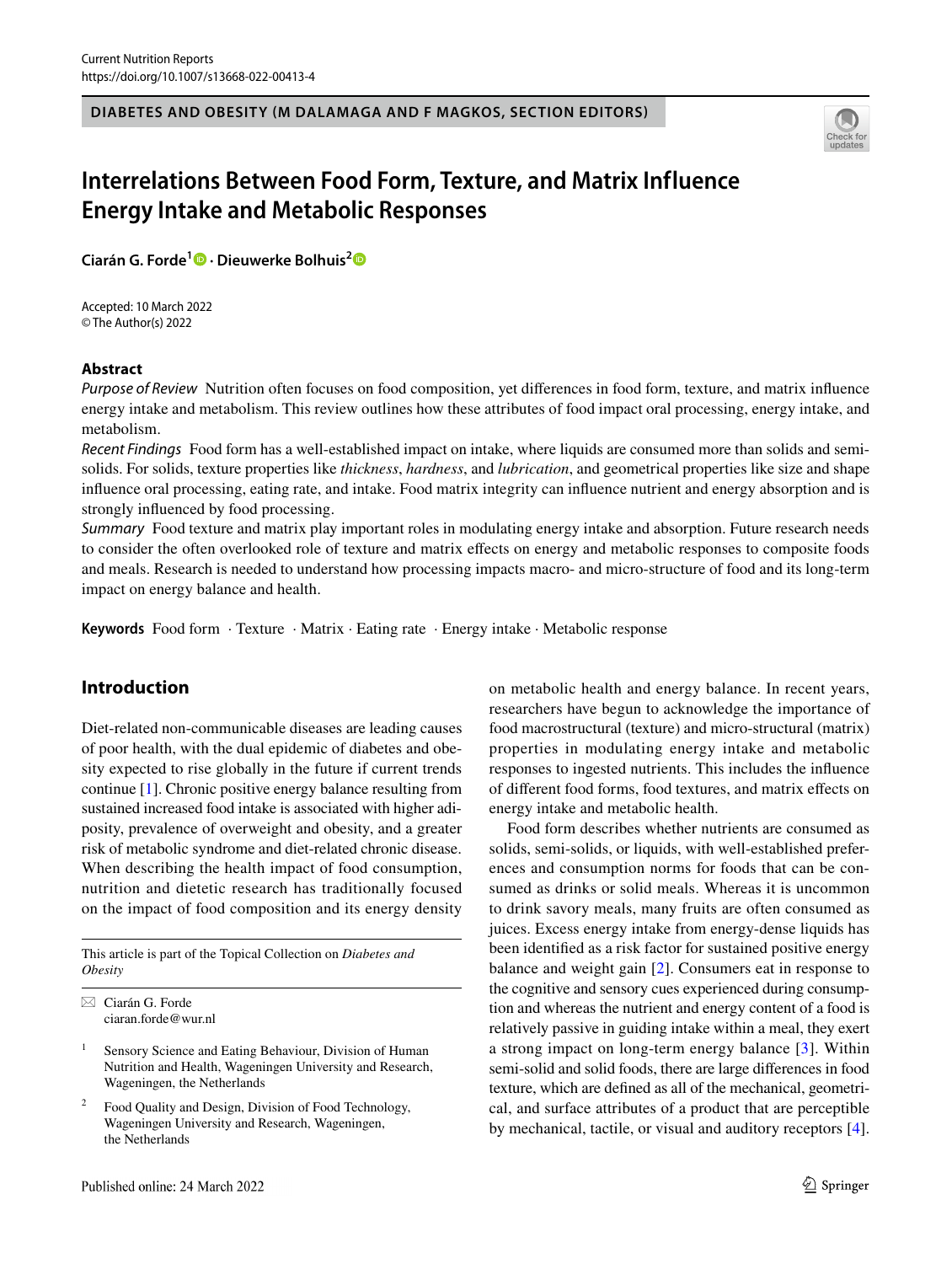DIABETES AND OBESITY (M DALAMAGA AND F MAGKOS, SECTION EDITORS)

# Interrelations Between Food Form, Texture, and Matrix Influence Energy Intake and Metabolic Responses

**Ciarán G. Forde**[1] · **Dieuwerke Bolhuis**[2]

Accepted: 10 March 2022
© The Author(s) 2022

## Abstract

*Purpose of Review* Nutrition often focuses on food composition, yet differences in food form, texture, and matrix influence energy intake and metabolism. This review outlines how these attributes of food impact oral processing, energy intake, and metabolism.

*Recent Findings* Food form has a well-established impact on intake, where liquids are consumed more than solids and semi-solids. For solids, texture properties like *thickness*, *hardness*, and *lubrication*, and geometrical properties like size and shape influence oral processing, eating rate, and intake. Food matrix integrity can influence nutrient and energy absorption and is strongly influenced by food processing.

*Summary* Food texture and matrix play important roles in modulating energy intake and absorption. Future research needs to consider the often overlooked role of texture and matrix effects on energy and metabolic responses to composite foods and meals. Research is needed to understand how processing impacts macro- and micro-structure of food and its long-term impact on energy balance and health.

**Keywords** Food form · Texture · Matrix · Eating rate · Energy intake · Metabolic response

## Introduction

Diet-related non-communicable diseases are leading causes of poor health, with the dual epidemic of diabetes and obesity expected to rise globally in the future if current trends continue [1]. Chronic positive energy balance resulting from sustained increased food intake is associated with higher adiposity, prevalence of overweight and obesity, and a greater risk of metabolic syndrome and diet-related chronic disease. When describing the health impact of food consumption, nutrition and dietetic research has traditionally focused on the impact of food composition and its energy density on metabolic health and energy balance. In recent years, researchers have begun to acknowledge the importance of food macrostructural (texture) and micro-structural (matrix) properties in modulating energy intake and metabolic responses to ingested nutrients. This includes the influence of different food forms, food textures, and matrix effects on energy intake and metabolic health.

Food form describes whether nutrients are consumed as solids, semi-solids, or liquids, with well-established preferences and consumption norms for foods that can be consumed as drinks or solid meals. Whereas it is uncommon to drink savory meals, many fruits are often consumed as juices. Excess energy intake from energy-dense liquids has been identified as a risk factor for sustained positive energy balance and weight gain [2]. Consumers eat in response to the cognitive and sensory cues experienced during consumption and whereas the nutrient and energy content of a food is relatively passive in guiding intake within a meal, they exert a strong impact on long-term energy balance [3]. Within semi-solid and solid foods, there are large differences in food texture, which are defined as all of the mechanical, geometrical, and surface attributes of a product that are perceptible by mechanical, tactile, or visual and auditory receptors [4].

---

This article is part of the Topical Collection on *Diabetes and Obesity*

✉ Ciarán G. Forde
ciaran.forde@wur.nl

[1] Sensory Science and Eating Behaviour, Division of Human Nutrition and Health, Wageningen University and Research, Wageningen, the Netherlands

[2] Food Quality and Design, Division of Food Technology, Wageningen University and Research, Wageningen, the Netherlands

Published online: 24 March 2022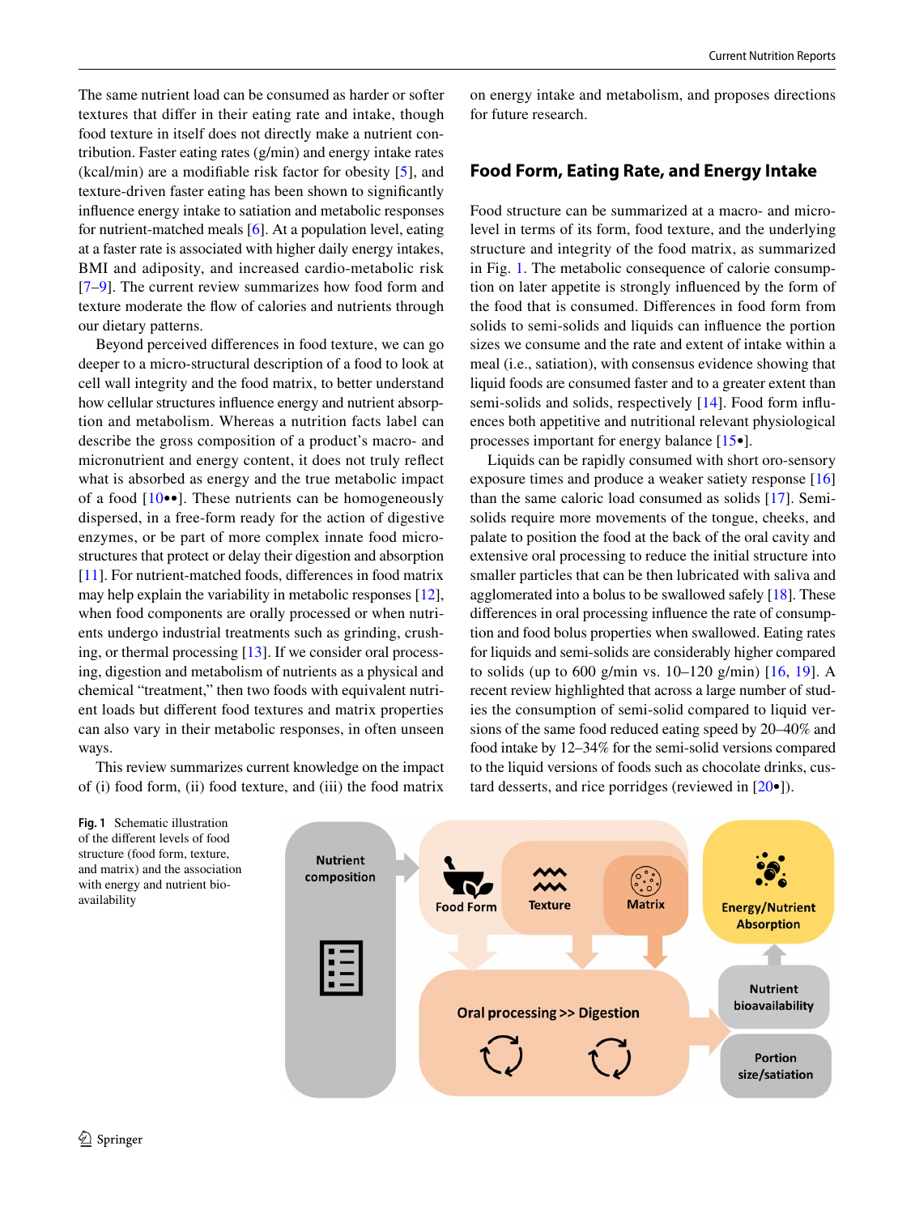The same nutrient load can be consumed as harder or softer textures that differ in their eating rate and intake, though food texture in itself does not directly make a nutrient contribution. Faster eating rates (g/min) and energy intake rates (kcal/min) are a modifiable risk factor for obesity [5], and texture-driven faster eating has been shown to significantly influence energy intake to satiation and metabolic responses for nutrient-matched meals [6]. At a population level, eating at a faster rate is associated with higher daily energy intakes, BMI and adiposity, and increased cardio-metabolic risk [7–9]. The current review summarizes how food form and texture moderate the flow of calories and nutrients through our dietary patterns.

Beyond perceived differences in food texture, we can go deeper to a micro-structural description of a food to look at cell wall integrity and the food matrix, to better understand how cellular structures influence energy and nutrient absorption and metabolism. Whereas a nutrition facts label can describe the gross composition of a product's macro- and micronutrient and energy content, it does not truly reflect what is absorbed as energy and the true metabolic impact of a food [10••]. These nutrients can be homogeneously dispersed, in a free-form ready for the action of digestive enzymes, or be part of more complex innate food microstructures that protect or delay their digestion and absorption [11]. For nutrient-matched foods, differences in food matrix may help explain the variability in metabolic responses [12], when food components are orally processed or when nutrients undergo industrial treatments such as grinding, crushing, or thermal processing [13]. If we consider oral processing, digestion and metabolism of nutrients as a physical and chemical "treatment," then two foods with equivalent nutrient loads but different food textures and matrix properties can also vary in their metabolic responses, in often unseen ways.

This review summarizes current knowledge on the impact of (i) food form, (ii) food texture, and (iii) the food matrix on energy intake and metabolism, and proposes directions for future research.

## Food Form, Eating Rate, and Energy Intake

Food structure can be summarized at a macro- and micro-level in terms of its form, food texture, and the underlying structure and integrity of the food matrix, as summarized in Fig. 1. The metabolic consequence of calorie consumption on later appetite is strongly influenced by the form of the food that is consumed. Differences in food form from solids to semi-solids and liquids can influence the portion sizes we consume and the rate and extent of intake within a meal (i.e., satiation), with consensus evidence showing that liquid foods are consumed faster and to a greater extent than semi-solids and solids, respectively [14]. Food form influences both appetitive and nutritional relevant physiological processes important for energy balance [15•].

Liquids can be rapidly consumed with short oro-sensory exposure times and produce a weaker satiety response [16] than the same caloric load consumed as solids [17]. Semi-solids require more movements of the tongue, cheeks, and palate to position the food at the back of the oral cavity and extensive oral processing to reduce the initial structure into smaller particles that can be then lubricated with saliva and agglomerated into a bolus to be swallowed safely [18]. These differences in oral processing influence the rate of consumption and food bolus properties when swallowed. Eating rates for liquids and semi-solids are considerably higher compared to solids (up to 600 g/min vs. 10–120 g/min) [16, 19]. A recent review highlighted that across a large number of studies the consumption of semi-solid compared to liquid versions of the same food reduced eating speed by 20–40% and food intake by 12–34% for the semi-solid versions compared to the liquid versions of foods such as chocolate drinks, custard desserts, and rice porridges (reviewed in [20•]).

**Fig. 1** Schematic illustration of the different levels of food structure (food form, texture, and matrix) and the association with energy and nutrient bioavailability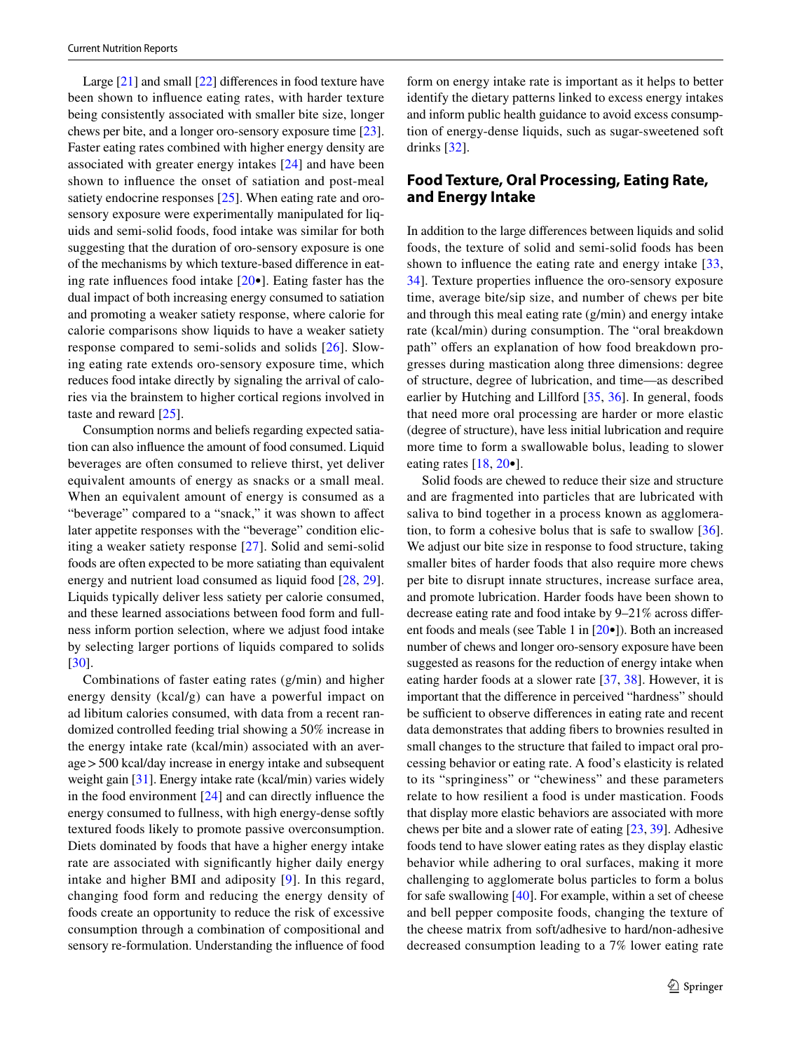Large [21] and small [22] differences in food texture have been shown to influence eating rates, with harder texture being consistently associated with smaller bite size, longer chews per bite, and a longer oro-sensory exposure time [23]. Faster eating rates combined with higher energy density are associated with greater energy intakes [24] and have been shown to influence the onset of satiation and post-meal satiety endocrine responses [25]. When eating rate and oro-sensory exposure were experimentally manipulated for liquids and semi-solid foods, food intake was similar for both suggesting that the duration of oro-sensory exposure is one of the mechanisms by which texture-based difference in eating rate influences food intake [20•]. Eating faster has the dual impact of both increasing energy consumed to satiation and promoting a weaker satiety response, where calorie for calorie comparisons show liquids to have a weaker satiety response compared to semi-solids and solids [26]. Slowing eating rate extends oro-sensory exposure time, which reduces food intake directly by signaling the arrival of calories via the brainstem to higher cortical regions involved in taste and reward [25].

Consumption norms and beliefs regarding expected satiation can also influence the amount of food consumed. Liquid beverages are often consumed to relieve thirst, yet deliver equivalent amounts of energy as snacks or a small meal. When an equivalent amount of energy is consumed as a "beverage" compared to a "snack," it was shown to affect later appetite responses with the "beverage" condition eliciting a weaker satiety response [27]. Solid and semi-solid foods are often expected to be more satiating than equivalent energy and nutrient load consumed as liquid food [28, 29]. Liquids typically deliver less satiety per calorie consumed, and these learned associations between food form and fullness inform portion selection, where we adjust food intake by selecting larger portions of liquids compared to solids [30].

Combinations of faster eating rates (g/min) and higher energy density (kcal/g) can have a powerful impact on ad libitum calories consumed, with data from a recent randomized controlled feeding trial showing a 50% increase in the energy intake rate (kcal/min) associated with an average > 500 kcal/day increase in energy intake and subsequent weight gain [31]. Energy intake rate (kcal/min) varies widely in the food environment [24] and can directly influence the energy consumed to fullness, with high energy-dense softly textured foods likely to promote passive overconsumption. Diets dominated by foods that have a higher energy intake rate are associated with significantly higher daily energy intake and higher BMI and adiposity [9]. In this regard, changing food form and reducing the energy density of foods create an opportunity to reduce the risk of excessive consumption through a combination of compositional and sensory re-formulation. Understanding the influence of food form on energy intake rate is important as it helps to better identify the dietary patterns linked to excess energy intakes and inform public health guidance to avoid excess consumption of energy-dense liquids, such as sugar-sweetened soft drinks [32].

## Food Texture, Oral Processing, Eating Rate, and Energy Intake

In addition to the large differences between liquids and solid foods, the texture of solid and semi-solid foods has been shown to influence the eating rate and energy intake [33, 34]. Texture properties influence the oro-sensory exposure time, average bite/sip size, and number of chews per bite and through this meal eating rate (g/min) and energy intake rate (kcal/min) during consumption. The "oral breakdown path" offers an explanation of how food breakdown progresses during mastication along three dimensions: degree of structure, degree of lubrication, and time—as described earlier by Hutching and Lillford [35, 36]. In general, foods that need more oral processing are harder or more elastic (degree of structure), have less initial lubrication and require more time to form a swallowable bolus, leading to slower eating rates [18, 20•].

Solid foods are chewed to reduce their size and structure and are fragmented into particles that are lubricated with saliva to bind together in a process known as agglomeration, to form a cohesive bolus that is safe to swallow [36]. We adjust our bite size in response to food structure, taking smaller bites of harder foods that also require more chews per bite to disrupt innate structures, increase surface area, and promote lubrication. Harder foods have been shown to decrease eating rate and food intake by 9–21% across different foods and meals (see Table 1 in [20•]). Both an increased number of chews and longer oro-sensory exposure have been suggested as reasons for the reduction of energy intake when eating harder foods at a slower rate [37, 38]. However, it is important that the difference in perceived "hardness" should be sufficient to observe differences in eating rate and recent data demonstrates that adding fibers to brownies resulted in small changes to the structure that failed to impact oral processing behavior or eating rate. A food's elasticity is related to its "springiness" or "chewiness" and these parameters relate to how resilient a food is under mastication. Foods that display more elastic behaviors are associated with more chews per bite and a slower rate of eating [23, 39]. Adhesive foods tend to have slower eating rates as they display elastic behavior while adhering to oral surfaces, making it more challenging to agglomerate bolus particles to form a bolus for safe swallowing [40]. For example, within a set of cheese and bell pepper composite foods, changing the texture of the cheese matrix from soft/adhesive to hard/non-adhesive decreased consumption leading to a 7% lower eating rate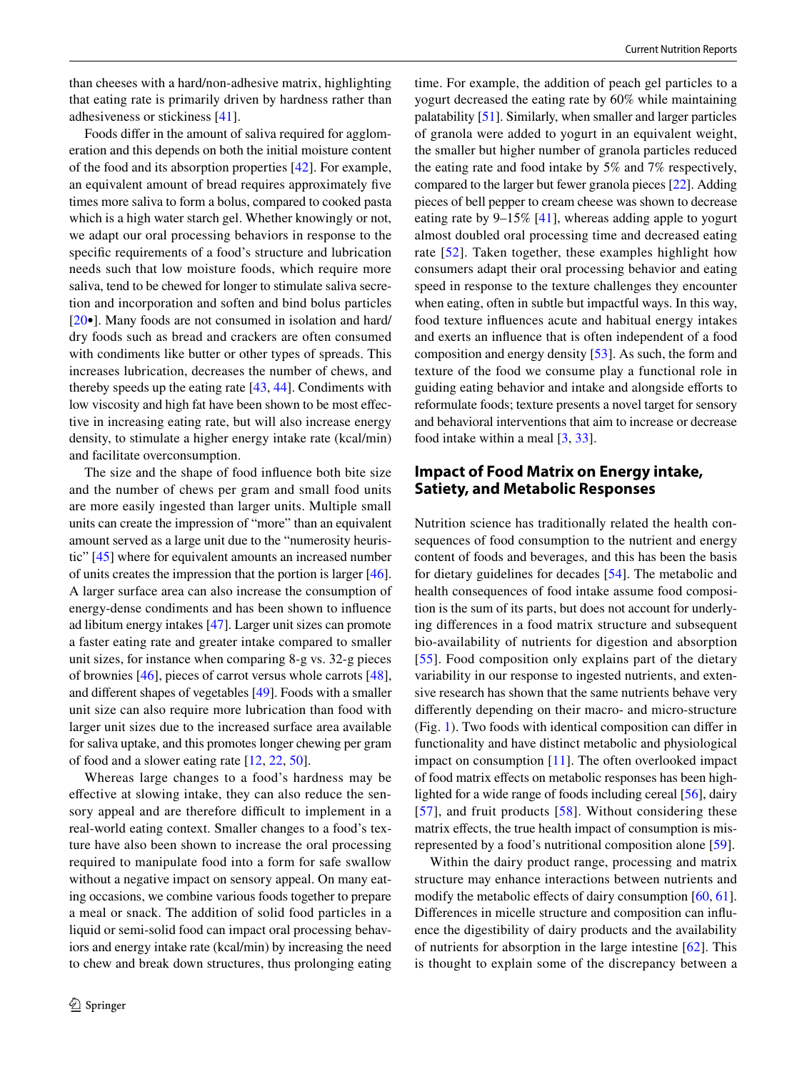than cheeses with a hard/non-adhesive matrix, highlighting that eating rate is primarily driven by hardness rather than adhesiveness or stickiness [41].

Foods differ in the amount of saliva required for agglomeration and this depends on both the initial moisture content of the food and its absorption properties [42]. For example, an equivalent amount of bread requires approximately five times more saliva to form a bolus, compared to cooked pasta which is a high water starch gel. Whether knowingly or not, we adapt our oral processing behaviors in response to the specific requirements of a food's structure and lubrication needs such that low moisture foods, which require more saliva, tend to be chewed for longer to stimulate saliva secretion and incorporation and soften and bind bolus particles [20•]. Many foods are not consumed in isolation and hard/dry foods such as bread and crackers are often consumed with condiments like butter or other types of spreads. This increases lubrication, decreases the number of chews, and thereby speeds up the eating rate [43, 44]. Condiments with low viscosity and high fat have been shown to be most effective in increasing eating rate, but will also increase energy density, to stimulate a higher energy intake rate (kcal/min) and facilitate overconsumption.

The size and the shape of food influence both bite size and the number of chews per gram and small food units are more easily ingested than larger units. Multiple small units can create the impression of "more" than an equivalent amount served as a large unit due to the "numerosity heuristic" [45] where for equivalent amounts an increased number of units creates the impression that the portion is larger [46]. A larger surface area can also increase the consumption of energy-dense condiments and has been shown to influence ad libitum energy intakes [47]. Larger unit sizes can promote a faster eating rate and greater intake compared to smaller unit sizes, for instance when comparing 8-g vs. 32-g pieces of brownies [46], pieces of carrot versus whole carrots [48], and different shapes of vegetables [49]. Foods with a smaller unit size can also require more lubrication than food with larger unit sizes due to the increased surface area available for saliva uptake, and this promotes longer chewing per gram of food and a slower eating rate [12, 22, 50].

Whereas large changes to a food's hardness may be effective at slowing intake, they can also reduce the sensory appeal and are therefore difficult to implement in a real-world eating context. Smaller changes to a food's texture have also been shown to increase the oral processing required to manipulate food into a form for safe swallow without a negative impact on sensory appeal. On many eating occasions, we combine various foods together to prepare a meal or snack. The addition of solid food particles in a liquid or semi-solid food can impact oral processing behaviors and energy intake rate (kcal/min) by increasing the need to chew and break down structures, thus prolonging eating time. For example, the addition of peach gel particles to a yogurt decreased the eating rate by 60% while maintaining palatability [51]. Similarly, when smaller and larger particles of granola were added to yogurt in an equivalent weight, the smaller but higher number of granola particles reduced the eating rate and food intake by 5% and 7% respectively, compared to the larger but fewer granola pieces [22]. Adding pieces of bell pepper to cream cheese was shown to decrease eating rate by 9–15% [41], whereas adding apple to yogurt almost doubled oral processing time and decreased eating rate [52]. Taken together, these examples highlight how consumers adapt their oral processing behavior and eating speed in response to the texture challenges they encounter when eating, often in subtle but impactful ways. In this way, food texture influences acute and habitual energy intakes and exerts an influence that is often independent of a food composition and energy density [53]. As such, the form and texture of the food we consume play a functional role in guiding eating behavior and intake and alongside efforts to reformulate foods; texture presents a novel target for sensory and behavioral interventions that aim to increase or decrease food intake within a meal [3, 33].

## Impact of Food Matrix on Energy intake, Satiety, and Metabolic Responses

Nutrition science has traditionally related the health consequences of food consumption to the nutrient and energy content of foods and beverages, and this has been the basis for dietary guidelines for decades [54]. The metabolic and health consequences of food intake assume food composition is the sum of its parts, but does not account for underlying differences in a food matrix structure and subsequent bio-availability of nutrients for digestion and absorption [55]. Food composition only explains part of the dietary variability in our response to ingested nutrients, and extensive research has shown that the same nutrients behave very differently depending on their macro- and micro-structure (Fig. 1). Two foods with identical composition can differ in functionality and have distinct metabolic and physiological impact on consumption [11]. The often overlooked impact of food matrix effects on metabolic responses has been highlighted for a wide range of foods including cereal [56], dairy [57], and fruit products [58]. Without considering these matrix effects, the true health impact of consumption is misrepresented by a food's nutritional composition alone [59].

Within the dairy product range, processing and matrix structure may enhance interactions between nutrients and modify the metabolic effects of dairy consumption [60, 61]. Differences in micelle structure and composition can influence the digestibility of dairy products and the availability of nutrients for absorption in the large intestine [62]. This is thought to explain some of the discrepancy between a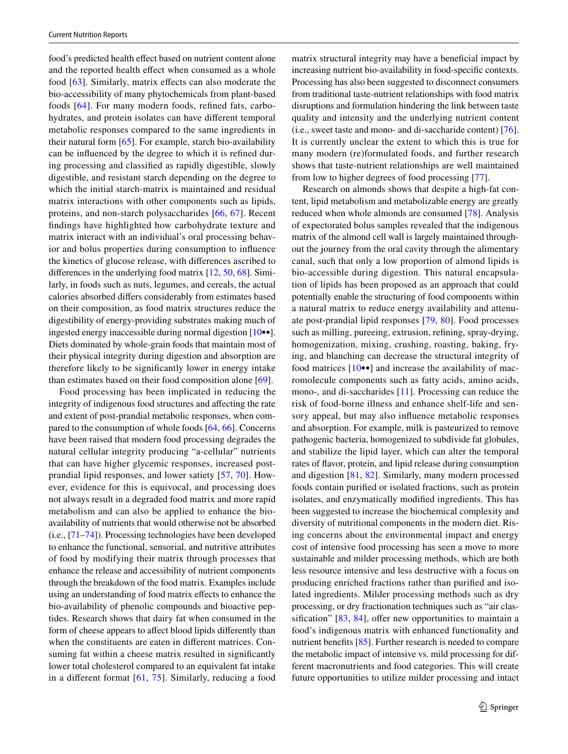food's predicted health effect based on nutrient content alone and the reported health effect when consumed as a whole food [63]. Similarly, matrix effects can also moderate the bio-accessibility of many phytochemicals from plant-based foods [64]. For many modern foods, refined fats, carbohydrates, and protein isolates can have different temporal metabolic responses compared to the same ingredients in their natural form [65]. For example, starch bio-availability can be influenced by the degree to which it is refined during processing and classified as rapidly digestible, slowly digestible, and resistant starch depending on the degree to which the initial starch-matrix is maintained and residual matrix interactions with other components such as lipids, proteins, and non-starch polysaccharides [66, 67]. Recent findings have highlighted how carbohydrate texture and matrix interact with an individual's oral processing behavior and bolus properties during consumption to influence the kinetics of glucose release, with differences ascribed to differences in the underlying food matrix [12, 50, 68]. Similarly, in foods such as nuts, legumes, and cereals, the actual calories absorbed differs considerably from estimates based on their composition, as food matrix structures reduce the digestibility of energy-providing substrates making much of ingested energy inaccessible during normal digestion [10••]. Diets dominated by whole-grain foods that maintain most of their physical integrity during digestion and absorption are therefore likely to be significantly lower in energy intake than estimates based on their food composition alone [69].

Food processing has been implicated in reducing the integrity of indigenous food structures and affecting the rate and extent of post-prandial metabolic responses, when compared to the consumption of whole foods [64, 66]. Concerns have been raised that modern food processing degrades the natural cellular integrity producing "a-cellular" nutrients that can have higher glycemic responses, increased post-prandial lipid responses, and lower satiety [57, 70]. However, evidence for this is equivocal, and processing does not always result in a degraded food matrix and more rapid metabolism and can also be applied to enhance the bio-availability of nutrients that would otherwise not be absorbed (i.e., [71–74]). Processing technologies have been developed to enhance the functional, sensorial, and nutritive attributes of food by modifying their matrix through processes that enhance the release and accessibility of nutrient components through the breakdown of the food matrix. Examples include using an understanding of food matrix effects to enhance the bio-availability of phenolic compounds and bioactive peptides. Research shows that dairy fat when consumed in the form of cheese appears to affect blood lipids differently than when the constituents are eaten in different matrices. Consuming fat within a cheese matrix resulted in significantly lower total cholesterol compared to an equivalent fat intake in a different format [61, 75]. Similarly, reducing a food matrix structural integrity may have a beneficial impact by increasing nutrient bio-availability in food-specific contexts. Processing has also been suggested to disconnect consumers from traditional taste-nutrient relationships with food matrix disruptions and formulation hindering the link between taste quality and intensity and the underlying nutrient content (i.e., sweet taste and mono- and di-saccharide content) [76]. It is currently unclear the extent to which this is true for many modern (re)formulated foods, and further research shows that taste-nutrient relationships are well maintained from low to higher degrees of food processing [77].

Research on almonds shows that despite a high-fat content, lipid metabolism and metabolizable energy are greatly reduced when whole almonds are consumed [78]. Analysis of expectorated bolus samples revealed that the indigenous matrix of the almond cell wall is largely maintained throughout the journey from the oral cavity through the alimentary canal, such that only a low proportion of almond lipids is bio-accessible during digestion. This natural encapsulation of lipids has been proposed as an approach that could potentially enable the structuring of food components within a natural matrix to reduce energy availability and attenuate post-prandial lipid responses [79, 80]. Food processes such as milling, pureeing, extrusion, refining, spray-drying, homogenization, mixing, crushing, roasting, baking, frying, and blanching can decrease the structural integrity of food matrices [10••] and increase the availability of macromolecule components such as fatty acids, amino acids, mono-, and di-saccharides [11]. Processing can reduce the risk of food-borne illness and enhance shelf-life and sensory appeal, but may also influence metabolic responses and absorption. For example, milk is pasteurized to remove pathogenic bacteria, homogenized to subdivide fat globules, and stabilize the lipid layer, which can alter the temporal rates of flavor, protein, and lipid release during consumption and digestion [81, 82]. Similarly, many modern processed foods contain purified or isolated fractions, such as protein isolates, and enzymatically modified ingredients. This has been suggested to increase the biochemical complexity and diversity of nutritional components in the modern diet. Rising concerns about the environmental impact and energy cost of intensive food processing has seen a move to more sustainable and milder processing methods, which are both less resource intensive and less destructive with a focus on producing enriched fractions rather than purified and isolated ingredients. Milder processing methods such as dry processing, or dry fractionation techniques such as "air classification" [83, 84], offer new opportunities to maintain a food's indigenous matrix with enhanced functionality and nutrient benefits [85]. Further research is needed to compare the metabolic impact of intensive vs. mild processing for different macronutrients and food categories. This will create future opportunities to utilize milder processing and intact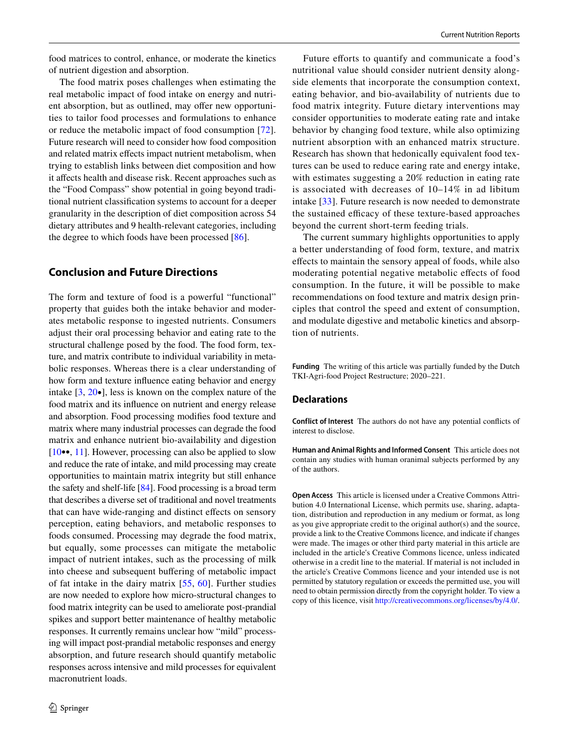food matrices to control, enhance, or moderate the kinetics of nutrient digestion and absorption.

The food matrix poses challenges when estimating the real metabolic impact of food intake on energy and nutrient absorption, but as outlined, may offer new opportunities to tailor food processes and formulations to enhance or reduce the metabolic impact of food consumption [72]. Future research will need to consider how food composition and related matrix effects impact nutrient metabolism, when trying to establish links between diet composition and how it affects health and disease risk. Recent approaches such as the "Food Compass" show potential in going beyond traditional nutrient classification systems to account for a deeper granularity in the description of diet composition across 54 dietary attributes and 9 health-relevant categories, including the degree to which foods have been processed [86].

## Conclusion and Future Directions

The form and texture of food is a powerful "functional" property that guides both the intake behavior and moderates metabolic response to ingested nutrients. Consumers adjust their oral processing behavior and eating rate to the structural challenge posed by the food. The food form, texture, and matrix contribute to individual variability in metabolic responses. Whereas there is a clear understanding of how form and texture influence eating behavior and energy intake [3, 20•], less is known on the complex nature of the food matrix and its influence on nutrient and energy release and absorption. Food processing modifies food texture and matrix where many industrial processes can degrade the food matrix and enhance nutrient bio-availability and digestion [10••, 11]. However, processing can also be applied to slow and reduce the rate of intake, and mild processing may create opportunities to maintain matrix integrity but still enhance the safety and shelf-life [84]. Food processing is a broad term that describes a diverse set of traditional and novel treatments that can have wide-ranging and distinct effects on sensory perception, eating behaviors, and metabolic responses to foods consumed. Processing may degrade the food matrix, but equally, some processes can mitigate the metabolic impact of nutrient intakes, such as the processing of milk into cheese and subsequent buffering of metabolic impact of fat intake in the dairy matrix [55, 60]. Further studies are now needed to explore how micro-structural changes to food matrix integrity can be used to ameliorate post-prandial spikes and support better maintenance of healthy metabolic responses. It currently remains unclear how "mild" processing will impact post-prandial metabolic responses and energy absorption, and future research should quantify metabolic responses across intensive and mild processes for equivalent macronutrient loads.

Future efforts to quantify and communicate a food's nutritional value should consider nutrient density alongside elements that incorporate the consumption context, eating behavior, and bio-availability of nutrients due to food matrix integrity. Future dietary interventions may consider opportunities to moderate eating rate and intake behavior by changing food texture, while also optimizing nutrient absorption with an enhanced matrix structure. Research has shown that hedonically equivalent food textures can be used to reduce earing rate and energy intake, with estimates suggesting a 20% reduction in eating rate is associated with decreases of 10–14% in ad libitum intake [33]. Future research is now needed to demonstrate the sustained efficacy of these texture-based approaches beyond the current short-term feeding trials.

The current summary highlights opportunities to apply a better understanding of food form, texture, and matrix effects to maintain the sensory appeal of foods, while also moderating potential negative metabolic effects of food consumption. In the future, it will be possible to make recommendations on food texture and matrix design principles that control the speed and extent of consumption, and modulate digestive and metabolic kinetics and absorption of nutrients.

**Funding** The writing of this article was partially funded by the Dutch TKI-Agri-food Project Restructure; 2020–221.

## Declarations

**Conflict of Interest** The authors do not have any potential conflicts of interest to disclose.

**Human and Animal Rights and Informed Consent** This article does not contain any studies with human oranimal subjects performed by any of the authors.

**Open Access** This article is licensed under a Creative Commons Attribution 4.0 International License, which permits use, sharing, adaptation, distribution and reproduction in any medium or format, as long as you give appropriate credit to the original author(s) and the source, provide a link to the Creative Commons licence, and indicate if changes were made. The images or other third party material in this article are included in the article's Creative Commons licence, unless indicated otherwise in a credit line to the material. If material is not included in the article's Creative Commons licence and your intended use is not permitted by statutory regulation or exceeds the permitted use, you will need to obtain permission directly from the copyright holder. To view a copy of this licence, visit http://creativecommons.org/licenses/by/4.0/.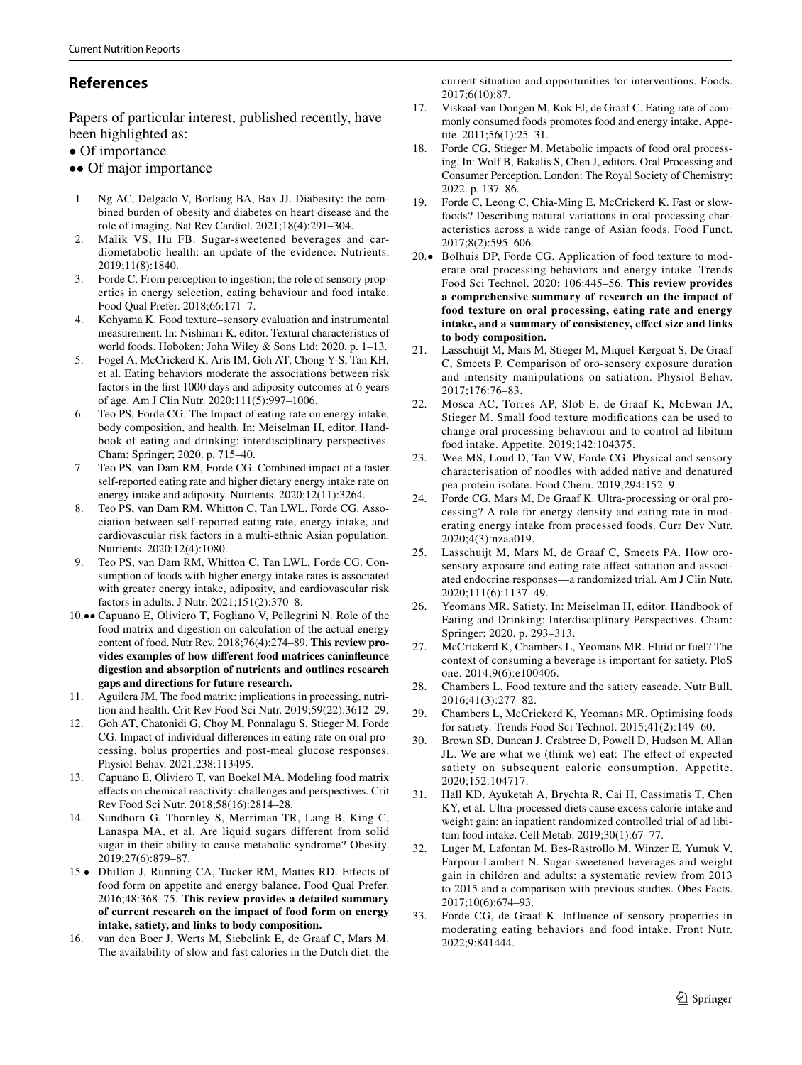## References

Papers of particular interest, published recently, have been highlighted as:

- • Of importance
- •• Of major importance

1. Ng AC, Delgado V, Borlaug BA, Bax JJ. Diabesity: the combined burden of obesity and diabetes on heart disease and the role of imaging. Nat Rev Cardiol. 2021;18(4):291–304.
2. Malik VS, Hu FB. Sugar-sweetened beverages and cardiometabolic health: an update of the evidence. Nutrients. 2019;11(8):1840.
3. Forde C. From perception to ingestion; the role of sensory properties in energy selection, eating behaviour and food intake. Food Qual Prefer. 2018;66:171–7.
4. Kohyama K. Food texture–sensory evaluation and instrumental measurement. In: Nishinari K, editor. Textural characteristics of world foods. Hoboken: John Wiley & Sons Ltd; 2020. p. 1–13.
5. Fogel A, McCrickerd K, Aris IM, Goh AT, Chong Y-S, Tan KH, et al. Eating behaviors moderate the associations between risk factors in the first 1000 days and adiposity outcomes at 6 years of age. Am J Clin Nutr. 2020;111(5):997–1006.
6. Teo PS, Forde CG. The Impact of eating rate on energy intake, body composition, and health. In: Meiselman H, editor. Handbook of eating and drinking: interdisciplinary perspectives. Cham: Springer; 2020. p. 715–40.
7. Teo PS, van Dam RM, Forde CG. Combined impact of a faster self-reported eating rate and higher dietary energy intake rate on energy intake and adiposity. Nutrients. 2020;12(11):3264.
8. Teo PS, van Dam RM, Whitton C, Tan LWL, Forde CG. Association between self-reported eating rate, energy intake, and cardiovascular risk factors in a multi-ethnic Asian population. Nutrients. 2020;12(4):1080.
9. Teo PS, van Dam RM, Whitton C, Tan LWL, Forde CG. Consumption of foods with higher energy intake rates is associated with greater energy intake, adiposity, and cardiovascular risk factors in adults. J Nutr. 2021;151(2):370–8.
10. •• Capuano E, Oliviero T, Fogliano V, Pellegrini N. Role of the food matrix and digestion on calculation of the actual energy content of food. Nutr Rev. 2018;76(4):274–89. **This review provides examples of how different food matrices caninfleunce digestion and absorption of nutrients and outlines research gaps and directions for future research.**
11. Aguilera JM. The food matrix: implications in processing, nutrition and health. Crit Rev Food Sci Nutr. 2019;59(22):3612–29.
12. Goh AT, Chatonidi G, Choy M, Ponnalagu S, Stieger M, Forde CG. Impact of individual differences in eating rate on oral processing, bolus properties and post-meal glucose responses. Physiol Behav. 2021;238:113495.
13. Capuano E, Oliviero T, van Boekel MA. Modeling food matrix effects on chemical reactivity: challenges and perspectives. Crit Rev Food Sci Nutr. 2018;58(16):2814–28.
14. Sundborn G, Thornley S, Merriman TR, Lang B, King C, Lanaspa MA, et al. Are liquid sugars different from solid sugar in their ability to cause metabolic syndrome? Obesity. 2019;27(6):879–87.
15. • Dhillon J, Running CA, Tucker RM, Mattes RD. Effects of food form on appetite and energy balance. Food Qual Prefer. 2016;48:368–75. **This review provides a detailed summary of current research on the impact of food form on energy intake, satiety, and links to body composition.**
16. van den Boer J, Werts M, Siebelink E, de Graaf C, Mars M. The availability of slow and fast calories in the Dutch diet: the current situation and opportunities for interventions. Foods. 2017;6(10):87.
17. Viskaal-van Dongen M, Kok FJ, de Graaf C. Eating rate of commonly consumed foods promotes food and energy intake. Appetite. 2011;56(1):25–31.
18. Forde CG, Stieger M. Metabolic impacts of food oral processing. In: Wolf B, Bakalis S, Chen J, editors. Oral Processing and Consumer Perception. London: The Royal Society of Chemistry; 2022. p. 137–86.
19. Forde C, Leong C, Chia-Ming E, McCrickerd K. Fast or slow-foods? Describing natural variations in oral processing characteristics across a wide range of Asian foods. Food Funct. 2017;8(2):595–606.
20. • Bolhuis DP, Forde CG. Application of food texture to moderate oral processing behaviors and energy intake. Trends Food Sci Technol. 2020; 106:445–56. **This review provides a comprehensive summary of research on the impact of food texture on oral processing, eating rate and energy intake, and a summary of consistency, effect size and links to body composition.**
21. Lasschuijt M, Mars M, Stieger M, Miquel-Kergoat S, De Graaf C, Smeets P. Comparison of oro-sensory exposure duration and intensity manipulations on satiation. Physiol Behav. 2017;176:76–83.
22. Mosca AC, Torres AP, Slob E, de Graaf K, McEwan JA, Stieger M. Small food texture modifications can be used to change oral processing behaviour and to control ad libitum food intake. Appetite. 2019;142:104375.
23. Wee MS, Loud D, Tan VW, Forde CG. Physical and sensory characterisation of noodles with added native and denatured pea protein isolate. Food Chem. 2019;294:152–9.
24. Forde CG, Mars M, De Graaf K. Ultra-processing or oral processing? A role for energy density and eating rate in moderating energy intake from processed foods. Curr Dev Nutr. 2020;4(3):nzaa019.
25. Lasschuijt M, Mars M, de Graaf C, Smeets PA. How oro-sensory exposure and eating rate affect satiation and associated endocrine responses—a randomized trial. Am J Clin Nutr. 2020;111(6):1137–49.
26. Yeomans MR. Satiety. In: Meiselman H, editor. Handbook of Eating and Drinking: Interdisciplinary Perspectives. Cham: Springer; 2020. p. 293–313.
27. McCrickerd K, Chambers L, Yeomans MR. Fluid or fuel? The context of consuming a beverage is important for satiety. PloS one. 2014;9(6):e100406.
28. Chambers L. Food texture and the satiety cascade. Nutr Bull. 2016;41(3):277–82.
29. Chambers L, McCrickerd K, Yeomans MR. Optimising foods for satiety. Trends Food Sci Technol. 2015;41(2):149–60.
30. Brown SD, Duncan J, Crabtree D, Powell D, Hudson M, Allan JL. We are what we (think we) eat: The effect of expected satiety on subsequent calorie consumption. Appetite. 2020;152:104717.
31. Hall KD, Ayuketah A, Brychta R, Cai H, Cassimatis T, Chen KY, et al. Ultra-processed diets cause excess calorie intake and weight gain: an inpatient randomized controlled trial of ad libitum food intake. Cell Metab. 2019;30(1):67–77.
32. Luger M, Lafontan M, Bes-Rastrollo M, Winzer E, Yumuk V, Farpour-Lambert N. Sugar-sweetened beverages and weight gain in children and adults: a systematic review from 2013 to 2015 and a comparison with previous studies. Obes Facts. 2017;10(6):674–93.
33. Forde CG, de Graaf K. Influence of sensory properties in moderating eating behaviors and food intake. Front Nutr. 2022;9:841444.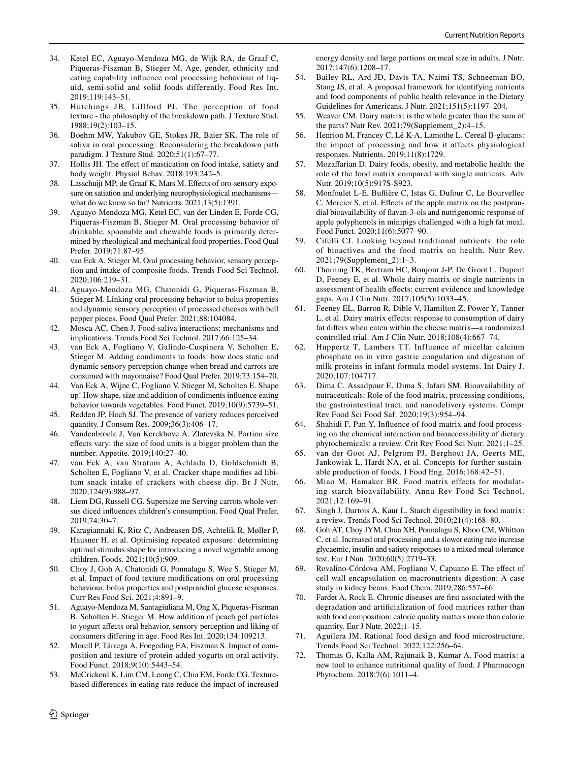34. Ketel EC, Aguayo-Mendoza MG, de Wijk RA, de Graaf C, Piqueras-Fiszman B, Stieger M. Age, gender, ethnicity and eating capability influence oral processing behaviour of liquid, semi-solid and solid foods differently. Food Res Int. 2019;119:143–51.
35. Hutchings JB, Lillford PJ. The perception of food texture - the philosophy of the breakdown path. J Texture Stud. 1988;19(2):103–15.
36. Boehm MW, Yakubov GE, Stokes JR, Baier SK. The role of saliva in oral processing: Reconsidering the breakdown path paradigm. J Texture Stud. 2020;51(1):67–77.
37. Hollis JH. The effect of mastication on food intake, satiety and body weight. Physiol Behav. 2018;193:242–5.
38. Lasschuijt MP, de Graaf K, Mars M. Effects of oro-sensory exposure on satiation and underlying neurophysiological mechanisms—what do we know so far? Nutrients. 2021;13(5):1391.
39. Aguayo-Mendoza MG, Ketel EC, van der Linden E, Forde CG, Piqueras-Fiszman B, Stieger M. Oral processing behavior of drinkable, spoonable and chewable foods is primarily determined by rheological and mechanical food properties. Food Qual Prefer. 2019;71:87–95.
40. van Eck A, Stieger M. Oral processing behavior, sensory perception and intake of composite foods. Trends Food Sci Technol. 2020;106:219–31.
41. Aguayo-Mendoza MG, Chatonidi G, Piqueras-Fiszman B, Stieger M. Linking oral processing behavior to bolus properties and dynamic sensory perception of processed cheeses with bell pepper pieces. Food Qual Prefer. 2021;88:104084.
42. Mosca AC, Chen J. Food-saliva interactions: mechanisms and implications. Trends Food Sci Technol. 2017;66:125–34.
43. van Eck A, Fogliano V, Galindo-Cuspinera V, Scholten E, Stieger M. Adding condiments to foods: how does static and dynamic sensory perception change when bread and carrots are consumed with mayonnaise? Food Qual Prefer. 2019;73:154–70.
44. Van Eck A, Wijne C, Fogliano V, Stieger M, Scholten E. Shape up! How shape, size and addition of condiments influence eating behavior towards vegetables. Food Funct. 2019;10(9):5739–51.
45. Redden JP, Hoch SJ. The presence of variety reduces perceived quantity. J Consum Res. 2009;36(3):406–17.
46. Vandenbroele J, Van Kerckhove A, Zlatevska N. Portion size effects vary: the size of food units is a bigger problem than the number. Appetite. 2019;140:27–40.
47. van Eck A, van Stratum A, Achlada D, Goldschmidt B, Scholten E, Fogliano V, et al. Cracker shape modifies ad libitum snack intake of crackers with cheese dip. Br J Nutr. 2020;124(9):988–97.
48. Liem DG, Russell CG. Supersize me Serving carrots whole versus diced influences children's consumption. Food Qual Prefer. 2019;74:30–7.
49. Karagiannaki K, Ritz C, Andreasen DS, Achtelik R, Møller P, Hausner H, et al. Optimising repeated exposure: determining optimal stimulus shape for introducing a novel vegetable among children. Foods. 2021;10(5):909.
50. Choy J, Goh A, Chatonidi G, Ponnalagu S, Wee S, Stieger M, et al. Impact of food texture modifications on oral processing behaviour, bolus properties and postprandial glucose responses. Curr Res Food Sci. 2021;4:891–9.
51. Aguayo-Mendoza M, Santagiuliana M, Ong X, Piqueras-Fiszman B, Scholten E, Stieger M. How addition of peach gel particles to yogurt affects oral behavior, sensory perception and liking of consumers differing in age. Food Res Int. 2020;134:109213.
52. Morell P, Tárrega A, Foegeding EA, Fiszman S. Impact of composition and texture of protein-added yogurts on oral activity. Food Funct. 2018;9(10):5443–54.
53. McCrickerd K, Lim CM, Leong C, Chia EM, Forde CG. Texture-based differences in eating rate reduce the impact of increased energy density and large portions on meal size in adults. J Nutr. 2017;147(6):1208–17.
54. Bailey RL, Ard JD, Davis TA, Naimi TS, Schneeman BO, Stang JS, et al. A proposed framework for identifying nutrients and food components of public health relevance in the Dietary Guidelines for Americans. J Nutr. 2021;151(5):1197–204.
55. Weaver CM. Dairy matrix: is the whole greater than the sum of the parts? Nutr Rev. 2021;79(Supplement_2):4–15.
56. Henrion M, Francey C, Lê K-A, Lamothe L. Cereal B-glucans: the impact of processing and how it affects physiological responses. Nutrients. 2019;11(8):1729.
57. Mozaffarian D. Dairy foods, obesity, and metabolic health: the role of the food matrix compared with single nutrients. Adv Nutr. 2019;10(5):917S-S923.
58. Monfoulet L-E, Buffière C, Istas G, Dufour C, Le Bourvellec C, Mercier S, et al. Effects of the apple matrix on the postprandial bioavailability of flavan-3-ols and nutrigenomic response of apple polyphenols in minipigs challenged with a high fat meal. Food Funct. 2020;11(6):5077–90.
59. Cifelli CJ. Looking beyond traditional nutrients: the role of bioactives and the food matrix on health. Nutr Rev. 2021;79(Supplement_2):1–3.
60. Thorning TK, Bertram HC, Bonjour J-P, De Groot L, Dupont D, Feeney E, et al. Whole dairy matrix or single nutrients in assessment of health effects: current evidence and knowledge gaps. Am J Clin Nutr. 2017;105(5):1033–45.
61. Feeney EL, Barron R, Dible V, Hamilton Z, Power Y, Tanner L, et al. Dairy matrix effects: response to consumption of dairy fat differs when eaten within the cheese matrix—a randomized controlled trial. Am J Clin Nutr. 2018;108(4):667–74.
62. Huppertz T, Lambers TT. Influence of micellar calcium phosphate on in vitro gastric coagulation and digestion of milk proteins in infant formula model systems. Int Dairy J. 2020;107:104717.
63. Dima C, Assadpour E, Dima S, Jafari SM. Bioavailability of nutraceuticals: Role of the food matrix, processing conditions, the gastrointestinal tract, and nanodelivery systems. Compr Rev Food Sci Food Saf. 2020;19(3):954–94.
64. Shahidi F, Pan Y. Influence of food matrix and food processing on the chemical interaction and bioaccessibility of dietary phytochemicals: a review. Crit Rev Food Sci Nutr. 2021;1–25.
65. van der Goot AJ, Pelgrom PJ, Berghout JA, Geerts ME, Jankowiak L, Hardt NA, et al. Concepts for further sustainable production of foods. J Food Eng. 2016;168:42–51.
66. Miao M, Hamaker BR. Food matrix effects for modulating starch bioavailability. Annu Rev Food Sci Technol. 2021;12:169–91.
67. Singh J, Dartois A, Kaur L. Starch digestibility in food matrix: a review. Trends Food Sci Technol. 2010;21(4):168–80.
68. Goh AT, Choy JYM, Chua XH, Ponnalagu S, Khoo CM, Whitton C, et al. Increased oral processing and a slower eating rate increase glycaemic, insulin and satiety responses to a mixed meal tolerance test. Eur J Nutr. 2020;60(5):2719–33.
69. Rovalino-Córdova AM, Fogliano V, Capuano E. The effect of cell wall encapsulation on macronutrients digestion: A case study in kidney beans. Food Chem. 2019;286:557–66.
70. Fardet A, Rock E. Chronic diseases are first associated with the degradation and artificialization of food matrices rather than with food composition: calorie quality matters more than calorie quantity. Eur J Nutr. 2022;1–15.
71. Aguilera JM. Rational food design and food microstructure. Trends Food Sci Technol. 2022;122:256–64.
72. Thomas G, Kalla AM, Rajunaik B, Kumar A. Food matrix: a new tool to enhance nutritional quality of food. J Pharmacogn Phytochem. 2018;7(6):1011–4.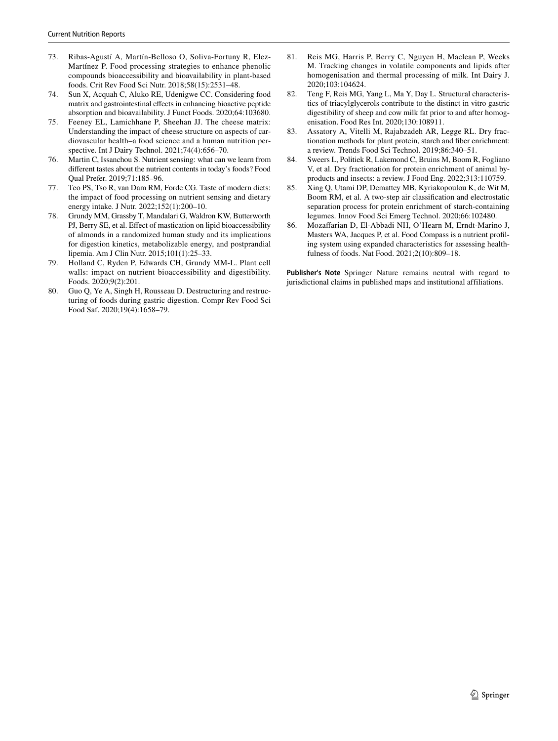73. Ribas-Agustí A, Martín-Belloso O, Soliva-Fortuny R, Elez-Martínez P. Food processing strategies to enhance phenolic compounds bioaccessibility and bioavailability in plant-based foods. Crit Rev Food Sci Nutr. 2018;58(15):2531–48.
74. Sun X, Acquah C, Aluko RE, Udenigwe CC. Considering food matrix and gastrointestinal effects in enhancing bioactive peptide absorption and bioavailability. J Funct Foods. 2020;64:103680.
75. Feeney EL, Lamichhane P, Sheehan JJ. The cheese matrix: Understanding the impact of cheese structure on aspects of cardiovascular health–a food science and a human nutrition perspective. Int J Dairy Technol. 2021;74(4):656–70.
76. Martin C, Issanchou S. Nutrient sensing: what can we learn from different tastes about the nutrient contents in today's foods? Food Qual Prefer. 2019;71:185–96.
77. Teo PS, Tso R, van Dam RM, Forde CG. Taste of modern diets: the impact of food processing on nutrient sensing and dietary energy intake. J Nutr. 2022;152(1):200–10.
78. Grundy MM, Grassby T, Mandalari G, Waldron KW, Butterworth PJ, Berry SE, et al. Effect of mastication on lipid bioaccessibility of almonds in a randomized human study and its implications for digestion kinetics, metabolizable energy, and postprandial lipemia. Am J Clin Nutr. 2015;101(1):25–33.
79. Holland C, Ryden P, Edwards CH, Grundy MM-L. Plant cell walls: impact on nutrient bioaccessibility and digestibility. Foods. 2020;9(2):201.
80. Guo Q, Ye A, Singh H, Rousseau D. Destructuring and restructuring of foods during gastric digestion. Compr Rev Food Sci Food Saf. 2020;19(4):1658–79.
81. Reis MG, Harris P, Berry C, Nguyen H, Maclean P, Weeks M. Tracking changes in volatile components and lipids after homogenisation and thermal processing of milk. Int Dairy J. 2020;103:104624.
82. Teng F, Reis MG, Yang L, Ma Y, Day L. Structural characteristics of triacylglycerols contribute to the distinct in vitro gastric digestibility of sheep and cow milk fat prior to and after homogenisation. Food Res Int. 2020;130:108911.
83. Assatory A, Vitelli M, Rajabzadeh AR, Legge RL. Dry fractionation methods for plant protein, starch and fiber enrichment: a review. Trends Food Sci Technol. 2019;86:340–51.
84. Sweers L, Politiek R, Lakemond C, Bruins M, Boom R, Fogliano V, et al. Dry fractionation for protein enrichment of animal by-products and insects: a review. J Food Eng. 2022;313:110759.
85. Xing Q, Utami DP, Demattey MB, Kyriakopoulou K, de Wit M, Boom RM, et al. A two-step air classification and electrostatic separation process for protein enrichment of starch-containing legumes. Innov Food Sci Emerg Technol. 2020;66:102480.
86. Mozaffarian D, El-Abbadi NH, O'Hearn M, Erndt-Marino J, Masters WA, Jacques P, et al. Food Compass is a nutrient profiling system using expanded characteristics for assessing healthfulness of foods. Nat Food. 2021;2(10):809–18.

**Publisher's Note** Springer Nature remains neutral with regard to jurisdictional claims in published maps and institutional affiliations.